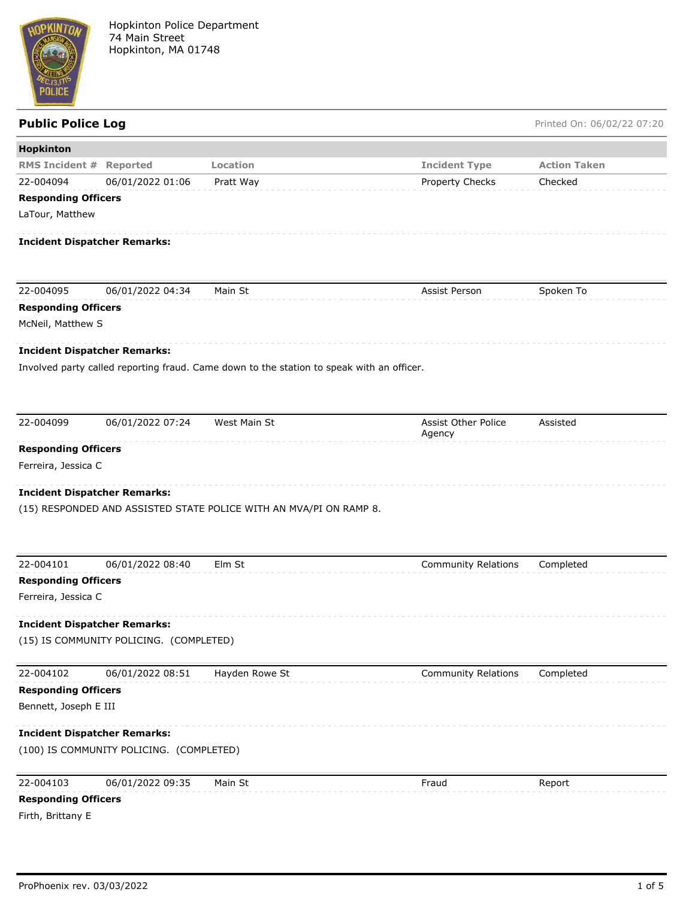Hopkinton Police Department
74 Main Street
Hopkinton, MA 01748

## Public Police Log

Printed On: 06/02/22 07:20

### Hopkinton

| RMS Incident # | Reported | Location | Incident Type | Action Taken |
|---|---|---|---|---|
| 22-004094 | 06/01/2022 01:06 | Pratt Way | Property Checks | Checked |

**Responding Officers**

LaTour, Matthew

**Incident Dispatcher Remarks:**

| RMS Incident # | Reported | Location | Incident Type | Action Taken |
|---|---|---|---|---|
| 22-004095 | 06/01/2022 04:34 | Main St | Assist Person | Spoken To |

**Responding Officers**

McNeil, Matthew S

**Incident Dispatcher Remarks:**

Involved party called reporting fraud. Came down to the station to speak with an officer.

| RMS Incident # | Reported | Location | Incident Type | Action Taken |
|---|---|---|---|---|
| 22-004099 | 06/01/2022 07:24 | West Main St | Assist Other Police Agency | Assisted |

**Responding Officers**

Ferreira, Jessica C

**Incident Dispatcher Remarks:**

(15) RESPONDED AND ASSISTED STATE POLICE WITH AN MVA/PI ON RAMP 8.

| RMS Incident # | Reported | Location | Incident Type | Action Taken |
|---|---|---|---|---|
| 22-004101 | 06/01/2022 08:40 | Elm St | Community Relations | Completed |

**Responding Officers**

Ferreira, Jessica C

**Incident Dispatcher Remarks:**

(15) IS COMMUNITY POLICING. (COMPLETED)

| RMS Incident # | Reported | Location | Incident Type | Action Taken |
|---|---|---|---|---|
| 22-004102 | 06/01/2022 08:51 | Hayden Rowe St | Community Relations | Completed |

**Responding Officers**

Bennett, Joseph E III

**Incident Dispatcher Remarks:**

(100) IS COMMUNITY POLICING. (COMPLETED)

| RMS Incident # | Reported | Location | Incident Type | Action Taken |
|---|---|---|---|---|
| 22-004103 | 06/01/2022 09:35 | Main St | Fraud | Report |

**Responding Officers**

Firth, Brittany E

ProPhoenix rev. 03/03/2022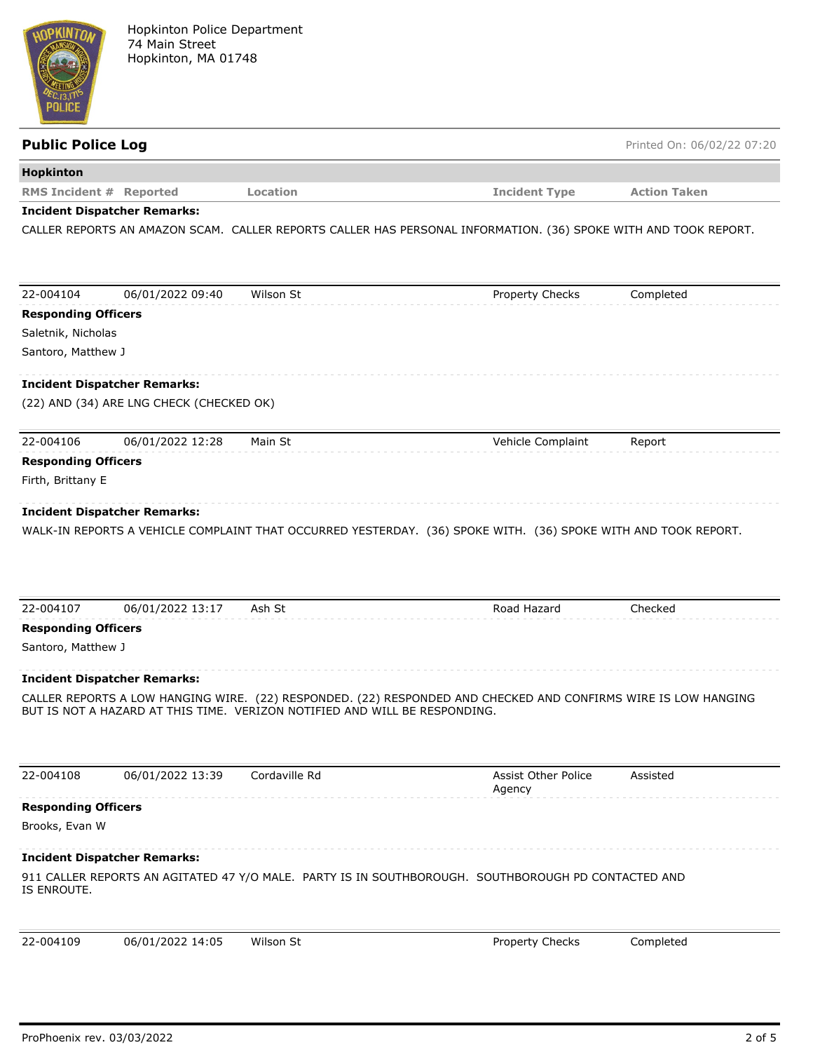Hopkinton Police Department
74 Main Street
Hopkinton, MA 01748

## Public Police Log

Printed On: 06/02/22 07:20

**Hopkinton**

| RMS Incident # | Reported | Location | Incident Type | Action Taken |
|---|---|---|---|---|

**Incident Dispatcher Remarks:**

CALLER REPORTS AN AMAZON SCAM. CALLER REPORTS CALLER HAS PERSONAL INFORMATION. (36) SPOKE WITH AND TOOK REPORT.

| 22-004104 | 06/01/2022 09:40 | Wilson St | Property Checks | Completed |
|---|---|---|---|---|

**Responding Officers**

Saletnik, Nicholas
Santoro, Matthew J

**Incident Dispatcher Remarks:**

(22) AND (34) ARE LNG CHECK (CHECKED OK)

| 22-004106 | 06/01/2022 12:28 | Main St | Vehicle Complaint | Report |
|---|---|---|---|---|

**Responding Officers**

Firth, Brittany E

**Incident Dispatcher Remarks:**

WALK-IN REPORTS A VEHICLE COMPLAINT THAT OCCURRED YESTERDAY. (36) SPOKE WITH. (36) SPOKE WITH AND TOOK REPORT.

| 22-004107 | 06/01/2022 13:17 | Ash St | Road Hazard | Checked |
|---|---|---|---|---|

**Responding Officers**

Santoro, Matthew J

**Incident Dispatcher Remarks:**

CALLER REPORTS A LOW HANGING WIRE. (22) RESPONDED. (22) RESPONDED AND CHECKED AND CONFIRMS WIRE IS LOW HANGING BUT IS NOT A HAZARD AT THIS TIME. VERIZON NOTIFIED AND WILL BE RESPONDING.

| 22-004108 | 06/01/2022 13:39 | Cordaville Rd | Assist Other Police Agency | Assisted |
|---|---|---|---|---|

**Responding Officers**

Brooks, Evan W

**Incident Dispatcher Remarks:**

911 CALLER REPORTS AN AGITATED 47 Y/O MALE. PARTY IS IN SOUTHBOROUGH. SOUTHBOROUGH PD CONTACTED AND IS ENROUTE.

| 22-004109 | 06/01/2022 14:05 | Wilson St | Property Checks | Completed |
|---|---|---|---|---|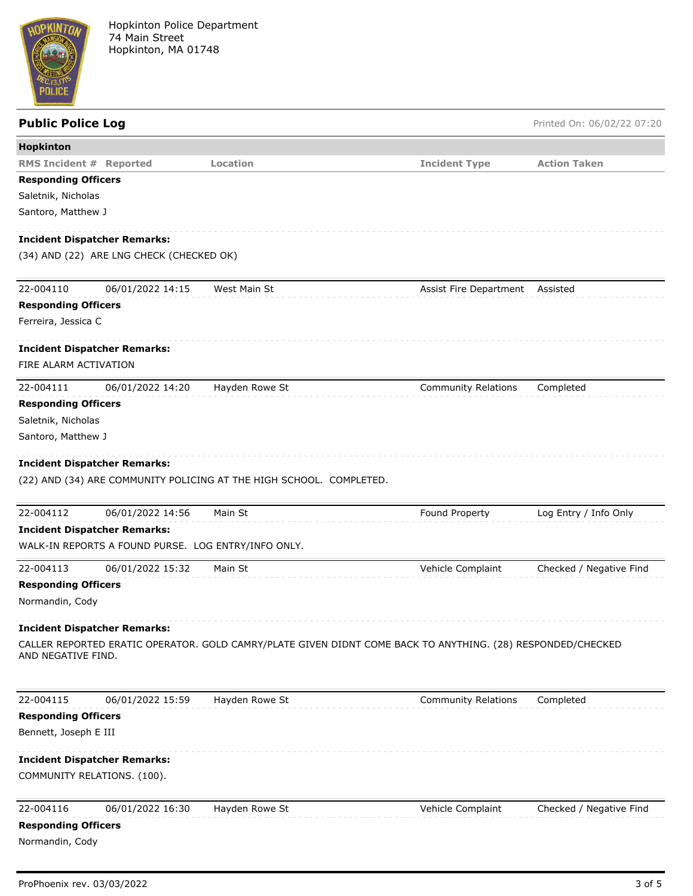Hopkinton Police Department
74 Main Street
Hopkinton, MA 01748

## Public Police Log

Printed On: 06/02/22 07:20

**Hopkinton**

| RMS Incident # | Reported | Location | Incident Type | Action Taken |
|---|---|---|---|---|

**Responding Officers**

Saletnik, Nicholas
Santoro, Matthew J

**Incident Dispatcher Remarks:**

(34) AND (22) ARE LNG CHECK (CHECKED OK)

| 22-004110 | 06/01/2022 14:15 | West Main St | Assist Fire Department | Assisted |
|---|---|---|---|---|

**Responding Officers**

Ferreira, Jessica C

**Incident Dispatcher Remarks:**

FIRE ALARM ACTIVATION

| 22-004111 | 06/01/2022 14:20 | Hayden Rowe St | Community Relations | Completed |
|---|---|---|---|---|

**Responding Officers**

Saletnik, Nicholas
Santoro, Matthew J

**Incident Dispatcher Remarks:**

(22) AND (34) ARE COMMUNITY POLICING AT THE HIGH SCHOOL. COMPLETED.

| 22-004112 | 06/01/2022 14:56 | Main St | Found Property | Log Entry / Info Only |
|---|---|---|---|---|

**Incident Dispatcher Remarks:**

WALK-IN REPORTS A FOUND PURSE. LOG ENTRY/INFO ONLY.

| 22-004113 | 06/01/2022 15:32 | Main St | Vehicle Complaint | Checked / Negative Find |
|---|---|---|---|---|

**Responding Officers**

Normandin, Cody

**Incident Dispatcher Remarks:**

CALLER REPORTED ERATIC OPERATOR. GOLD CAMRY/PLATE GIVEN DIDNT COME BACK TO ANYTHING. (28) RESPONDED/CHECKED AND NEGATIVE FIND.

| 22-004115 | 06/01/2022 15:59 | Hayden Rowe St | Community Relations | Completed |
|---|---|---|---|---|

**Responding Officers**

Bennett, Joseph E III

**Incident Dispatcher Remarks:**

COMMUNITY RELATIONS. (100).

| 22-004116 | 06/01/2022 16:30 | Hayden Rowe St | Vehicle Complaint | Checked / Negative Find |
|---|---|---|---|---|

**Responding Officers**

Normandin, Cody

ProPhoenix rev. 03/03/2022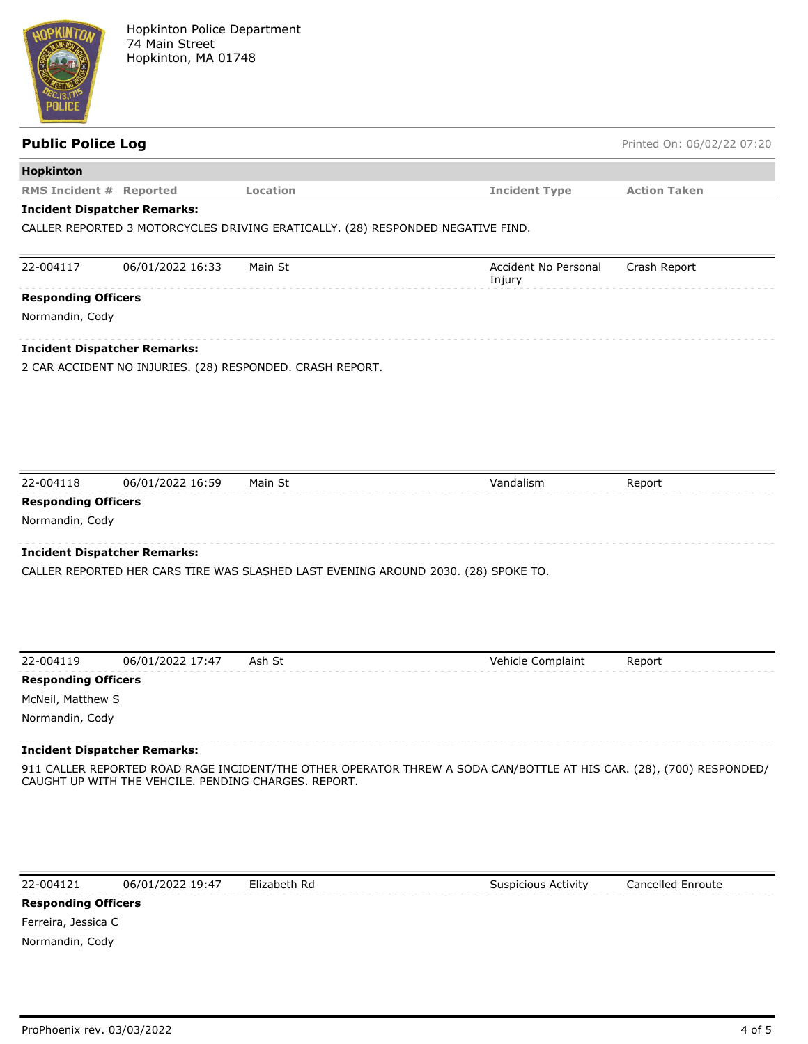Hopkinton Police Department
74 Main Street
Hopkinton, MA 01748

## Public Police Log

Printed On: 06/02/22 07:20

**Hopkinton**

| RMS Incident # | Reported | Location | Incident Type | Action Taken |
|---|---|---|---|---|

**Incident Dispatcher Remarks:**

CALLER REPORTED 3 MOTORCYCLES DRIVING ERATICALLY. (28) RESPONDED NEGATIVE FIND.

| RMS Incident # | Reported | Location | Incident Type | Action Taken |
|---|---|---|---|---|
| 22-004117 | 06/01/2022 16:33 | Main St | Accident No Personal Injury | Crash Report |

**Responding Officers**

Normandin, Cody

**Incident Dispatcher Remarks:**

2 CAR ACCIDENT NO INJURIES. (28) RESPONDED. CRASH REPORT.

| RMS Incident # | Reported | Location | Incident Type | Action Taken |
|---|---|---|---|---|
| 22-004118 | 06/01/2022 16:59 | Main St | Vandalism | Report |

**Responding Officers**

Normandin, Cody

**Incident Dispatcher Remarks:**

CALLER REPORTED HER CARS TIRE WAS SLASHED LAST EVENING AROUND 2030. (28) SPOKE TO.

| RMS Incident # | Reported | Location | Incident Type | Action Taken |
|---|---|---|---|---|
| 22-004119 | 06/01/2022 17:47 | Ash St | Vehicle Complaint | Report |

**Responding Officers**

McNeil, Matthew S

Normandin, Cody

**Incident Dispatcher Remarks:**

911 CALLER REPORTED ROAD RAGE INCIDENT/THE OTHER OPERATOR THREW A SODA CAN/BOTTLE AT HIS CAR. (28), (700) RESPONDED/ CAUGHT UP WITH THE VEHCILE. PENDING CHARGES. REPORT.

| RMS Incident # | Reported | Location | Incident Type | Action Taken |
|---|---|---|---|---|
| 22-004121 | 06/01/2022 19:47 | Elizabeth Rd | Suspicious Activity | Cancelled Enroute |

**Responding Officers**

Ferreira, Jessica C

Normandin, Cody

ProPhoenix rev. 03/03/2022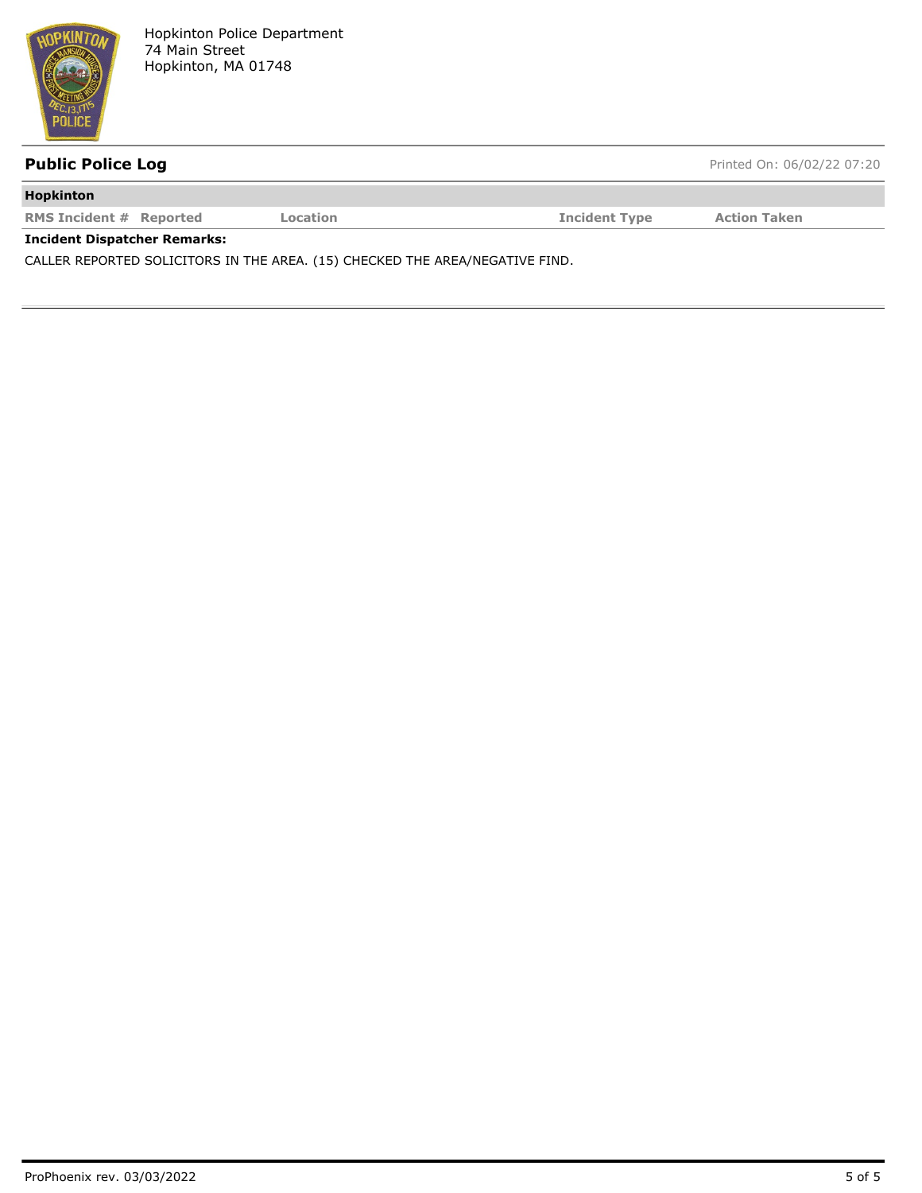Hopkinton Police Department
74 Main Street
Hopkinton, MA 01748

## Public Police Log

Printed On: 06/02/22 07:20

**Hopkinton**

| RMS Incident # | Reported | Location | Incident Type | Action Taken |
|---|---|---|---|---|

**Incident Dispatcher Remarks:**

CALLER REPORTED SOLICITORS IN THE AREA. (15) CHECKED THE AREA/NEGATIVE FIND.

ProPhoenix rev. 03/03/2022